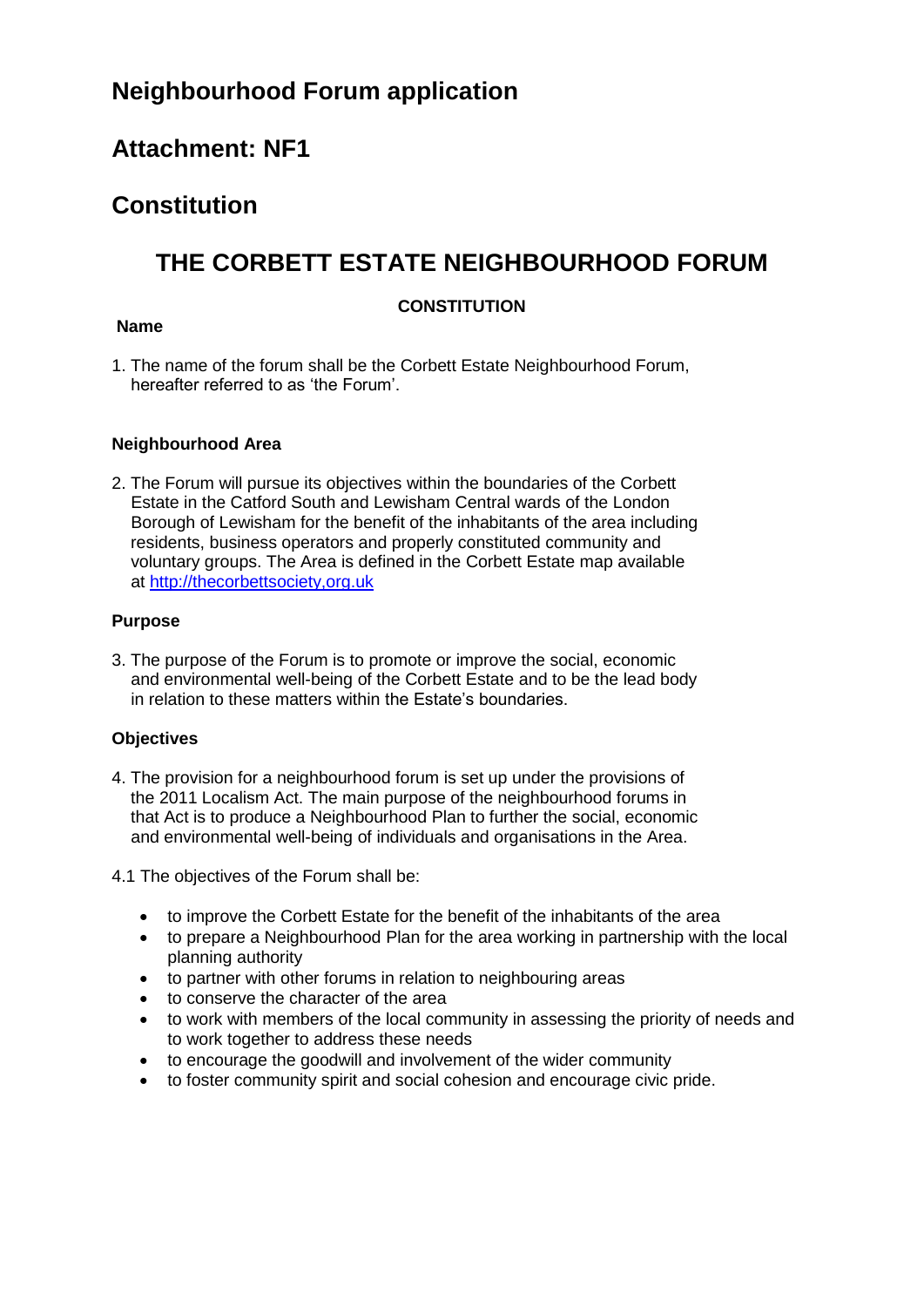# Neighbourhood Forum application

## Attachment: NF1

## Constitution

# THE CORBETT ESTATE NEIGHBOURHOOD FORUM

**CONSTITUTION**

**Name**

1. The name of the forum shall be the Corbett Estate Neighbourhood Forum, hereafter referred to as 'the Forum'.

**Neighbourhood Area**

2. The Forum will pursue its objectives within the boundaries of the Corbett Estate in the Catford South and Lewisham Central wards of the London Borough of Lewisham for the benefit of the inhabitants of the area including residents, business operators and properly constituted community and voluntary groups. The Area is defined in the Corbett Estate map available at [http://thecorbettsociety,org.uk](http://thecorbettsociety,org.uk)

**Purpose**

3. The purpose of the Forum is to promote or improve the social, economic and environmental well-being of the Corbett Estate and to be the lead body in relation to these matters within the Estate's boundaries.

**Objectives**

4. The provision for a neighbourhood forum is set up under the provisions of the 2011 Localism Act. The main purpose of the neighbourhood forums in that Act is to produce a Neighbourhood Plan to further the social, economic and environmental well-being of individuals and organisations in the Area.

4.1 The objectives of the Forum shall be:

- to improve the Corbett Estate for the benefit of the inhabitants of the area
- to prepare a Neighbourhood Plan for the area working in partnership with the local planning authority
- to partner with other forums in relation to neighbouring areas
- to conserve the character of the area
- to work with members of the local community in assessing the priority of needs and to work together to address these needs
- to encourage the goodwill and involvement of the wider community
- to foster community spirit and social cohesion and encourage civic pride.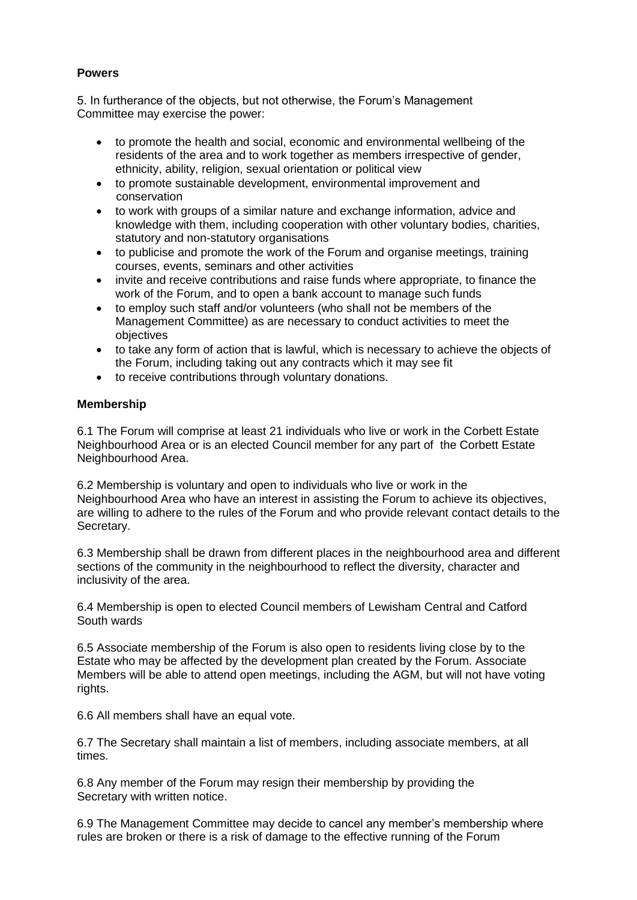**Powers**

5. In furtherance of the objects, but not otherwise, the Forum's Management Committee may exercise the power:

- to promote the health and social, economic and environmental wellbeing of the residents of the area and to work together as members irrespective of gender, ethnicity, ability, religion, sexual orientation or political view
- to promote sustainable development, environmental improvement and conservation
- to work with groups of a similar nature and exchange information, advice and knowledge with them, including cooperation with other voluntary bodies, charities, statutory and non-statutory organisations
- to publicise and promote the work of the Forum and organise meetings, training courses, events, seminars and other activities
- invite and receive contributions and raise funds where appropriate, to finance the work of the Forum, and to open a bank account to manage such funds
- to employ such staff and/or volunteers (who shall not be members of the Management Committee) as are necessary to conduct activities to meet the objectives
- to take any form of action that is lawful, which is necessary to achieve the objects of the Forum, including taking out any contracts which it may see fit
- to receive contributions through voluntary donations.

**Membership**

6.1 The Forum will comprise at least 21 individuals who live or work in the Corbett Estate Neighbourhood Area or is an elected Council member for any part of the Corbett Estate Neighbourhood Area.

6.2 Membership is voluntary and open to individuals who live or work in the Neighbourhood Area who have an interest in assisting the Forum to achieve its objectives, are willing to adhere to the rules of the Forum and who provide relevant contact details to the Secretary.

6.3 Membership shall be drawn from different places in the neighbourhood area and different sections of the community in the neighbourhood to reflect the diversity, character and inclusivity of the area.

6.4 Membership is open to elected Council members of Lewisham Central and Catford South wards

6.5 Associate membership of the Forum is also open to residents living close by to the Estate who may be affected by the development plan created by the Forum. Associate Members will be able to attend open meetings, including the AGM, but will not have voting rights.

6.6 All members shall have an equal vote.

6.7 The Secretary shall maintain a list of members, including associate members, at all times.

6.8 Any member of the Forum may resign their membership by providing the Secretary with written notice.

6.9 The Management Committee may decide to cancel any member's membership where rules are broken or there is a risk of damage to the effective running of the Forum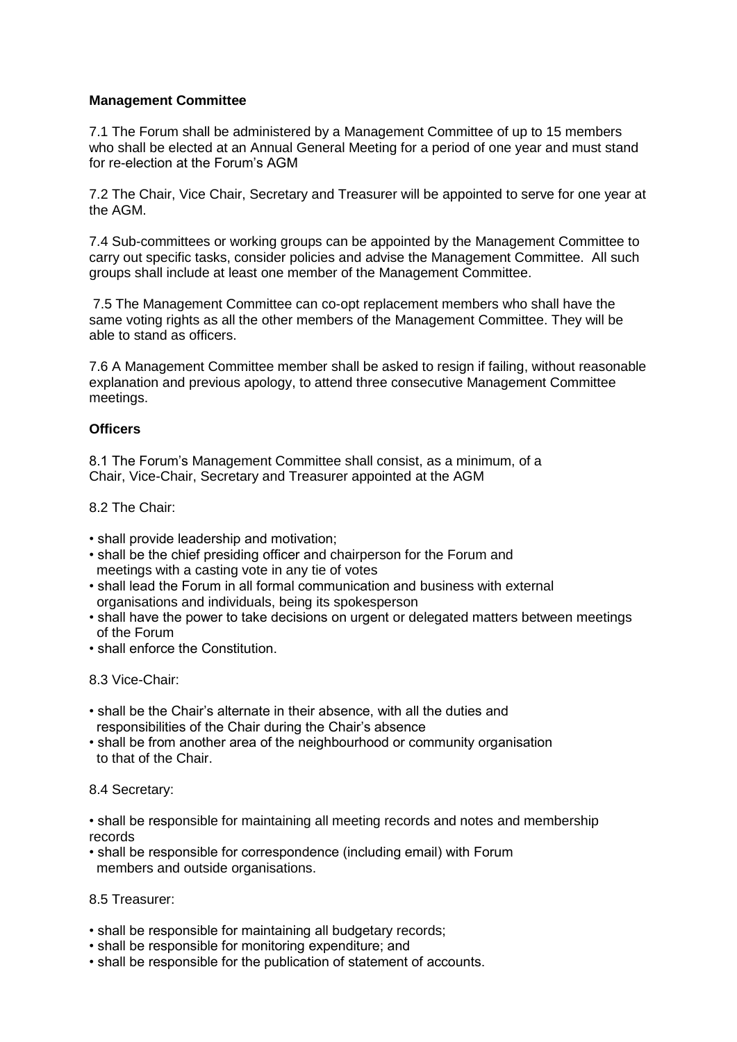**Management Committee**

7.1 The Forum shall be administered by a Management Committee of up to 15 members who shall be elected at an Annual General Meeting for a period of one year and must stand for re-election at the Forum's AGM

7.2 The Chair, Vice Chair, Secretary and Treasurer will be appointed to serve for one year at the AGM.

7.4 Sub-committees or working groups can be appointed by the Management Committee to carry out specific tasks, consider policies and advise the Management Committee. All such groups shall include at least one member of the Management Committee.

7.5 The Management Committee can co-opt replacement members who shall have the same voting rights as all the other members of the Management Committee. They will be able to stand as officers.

7.6 A Management Committee member shall be asked to resign if failing, without reasonable explanation and previous apology, to attend three consecutive Management Committee meetings.

**Officers**

8.1 The Forum's Management Committee shall consist, as a minimum, of a Chair, Vice-Chair, Secretary and Treasurer appointed at the AGM

8.2 The Chair:

- shall provide leadership and motivation;
- shall be the chief presiding officer and chairperson for the Forum and meetings with a casting vote in any tie of votes
- shall lead the Forum in all formal communication and business with external organisations and individuals, being its spokesperson
- shall have the power to take decisions on urgent or delegated matters between meetings of the Forum
- shall enforce the Constitution.

8.3 Vice-Chair:

- shall be the Chair's alternate in their absence, with all the duties and responsibilities of the Chair during the Chair's absence
- shall be from another area of the neighbourhood or community organisation to that of the Chair.

8.4 Secretary:

- shall be responsible for maintaining all meeting records and notes and membership records
- shall be responsible for correspondence (including email) with Forum members and outside organisations.

8.5 Treasurer:

- shall be responsible for maintaining all budgetary records;
- shall be responsible for monitoring expenditure; and
- shall be responsible for the publication of statement of accounts.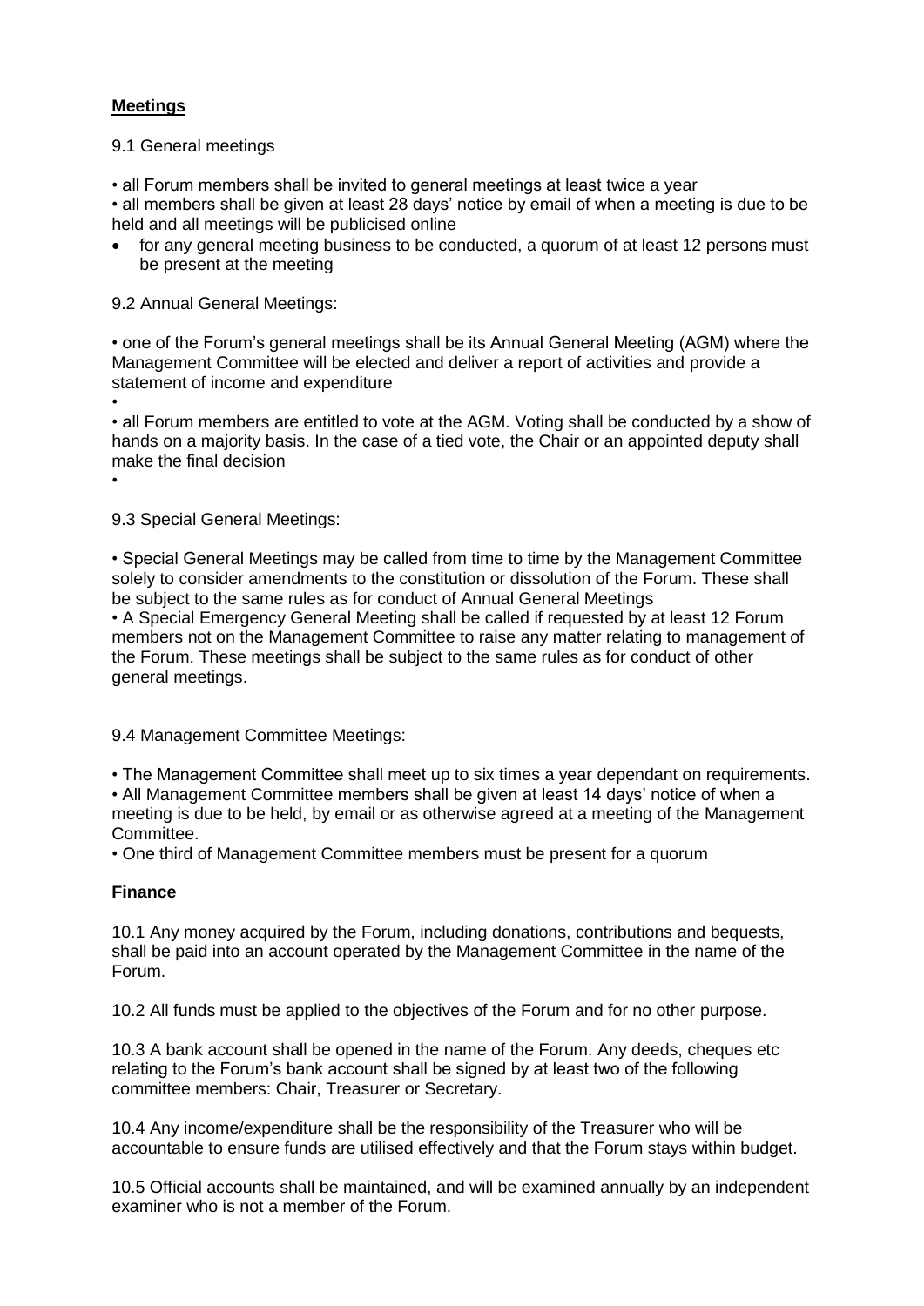## Meetings

9.1 General meetings

- all Forum members shall be invited to general meetings at least twice a year
- all members shall be given at least 28 days' notice by email of when a meeting is due to be held and all meetings will be publicised online
- for any general meeting business to be conducted, a quorum of at least 12 persons must be present at the meeting

9.2 Annual General Meetings:

- one of the Forum's general meetings shall be its Annual General Meeting (AGM) where the Management Committee will be elected and deliver a report of activities and provide a statement of income and expenditure
- all Forum members are entitled to vote at the AGM. Voting shall be conducted by a show of hands on a majority basis. In the case of a tied vote, the Chair or an appointed deputy shall make the final decision

9.3 Special General Meetings:

- Special General Meetings may be called from time to time by the Management Committee solely to consider amendments to the constitution or dissolution of the Forum. These shall be subject to the same rules as for conduct of Annual General Meetings
- A Special Emergency General Meeting shall be called if requested by at least 12 Forum members not on the Management Committee to raise any matter relating to management of the Forum. These meetings shall be subject to the same rules as for conduct of other general meetings.

9.4 Management Committee Meetings:

- The Management Committee shall meet up to six times a year dependant on requirements.
- All Management Committee members shall be given at least 14 days' notice of when a meeting is due to be held, by email or as otherwise agreed at a meeting of the Management Committee.
- One third of Management Committee members must be present for a quorum

## Finance

10.1 Any money acquired by the Forum, including donations, contributions and bequests, shall be paid into an account operated by the Management Committee in the name of the Forum.

10.2 All funds must be applied to the objectives of the Forum and for no other purpose.

10.3 A bank account shall be opened in the name of the Forum. Any deeds, cheques etc relating to the Forum's bank account shall be signed by at least two of the following committee members: Chair, Treasurer or Secretary.

10.4 Any income/expenditure shall be the responsibility of the Treasurer who will be accountable to ensure funds are utilised effectively and that the Forum stays within budget.

10.5 Official accounts shall be maintained, and will be examined annually by an independent examiner who is not a member of the Forum.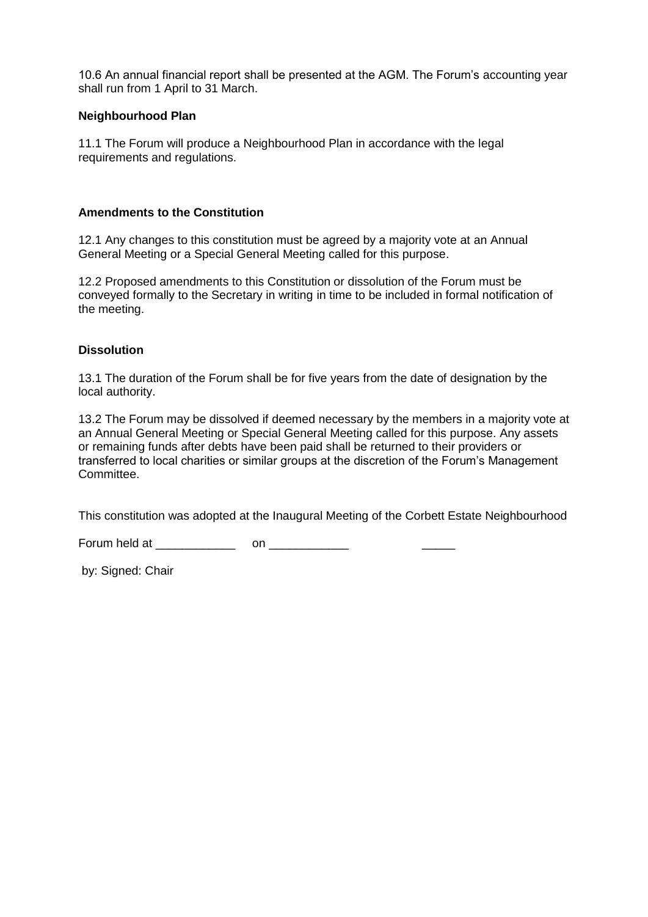10.6 An annual financial report shall be presented at the AGM. The Forum's accounting year shall run from 1 April to 31 March.

**Neighbourhood Plan**

11.1 The Forum will produce a Neighbourhood Plan in accordance with the legal requirements and regulations.

**Amendments to the Constitution**

12.1 Any changes to this constitution must be agreed by a majority vote at an Annual General Meeting or a Special General Meeting called for this purpose.

12.2 Proposed amendments to this Constitution or dissolution of the Forum must be conveyed formally to the Secretary in writing in time to be included in formal notification of the meeting.

**Dissolution**

13.1 The duration of the Forum shall be for five years from the date of designation by the local authority.

13.2 The Forum may be dissolved if deemed necessary by the members in a majority vote at an Annual General Meeting or Special General Meeting called for this purpose. Any assets or remaining funds after debts have been paid shall be returned to their providers or transferred to local charities or similar groups at the discretion of the Forum's Management Committee.

This constitution was adopted at the Inaugural Meeting of the Corbett Estate Neighbourhood

Forum held at ____________ on ____________ _____

by: Signed: Chair